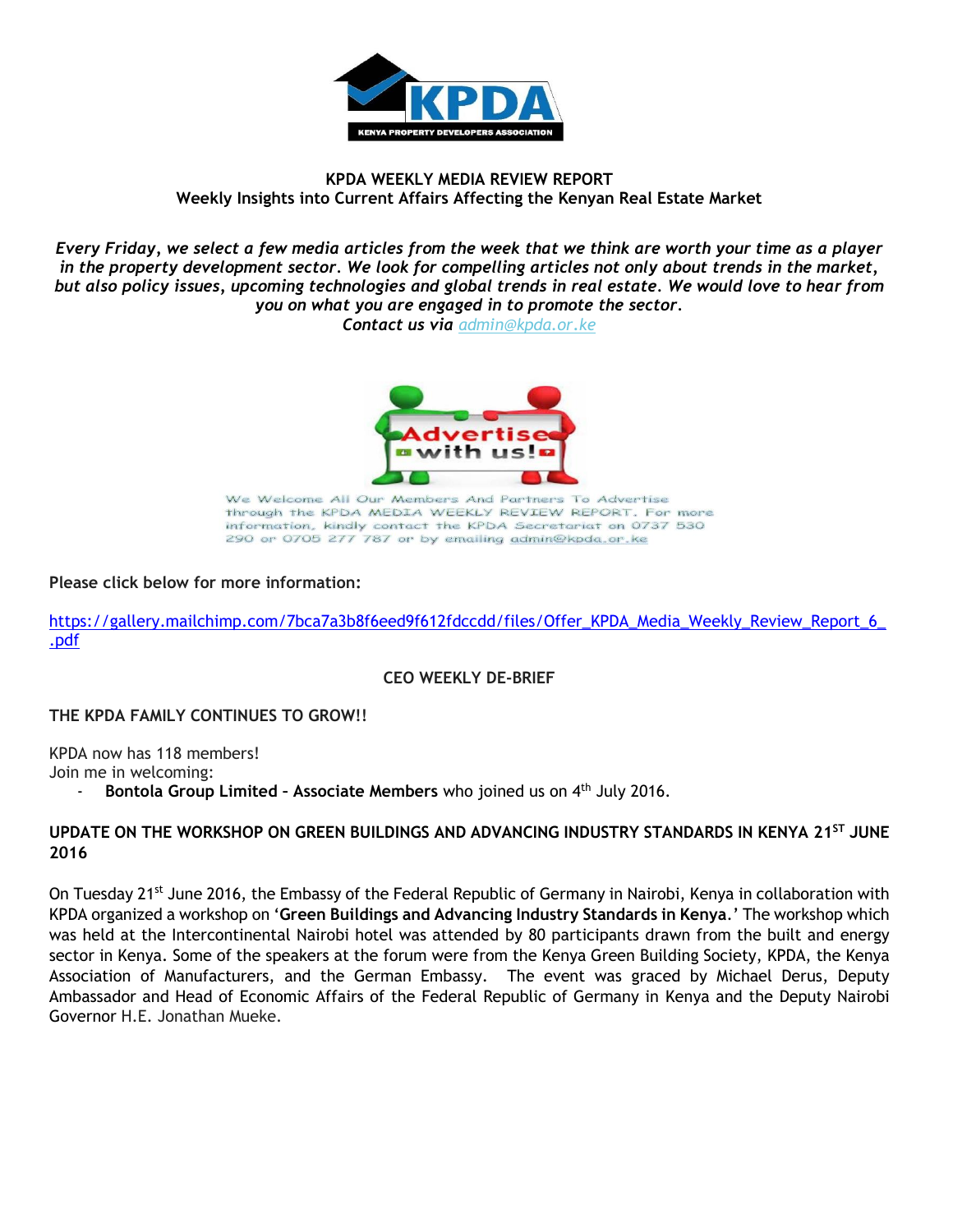**KPDA WEEKLY MEDIA REVIEW REPORT**
**Weekly Insights into Current Affairs Affecting the Kenyan Real Estate Market**

***Every Friday, we select a few media articles from the week that we think are worth your time as a player in the property development sector. We look for compelling articles not only about trends in the market, but also policy issues, upcoming technologies and global trends in real estate. We would love to hear from you on what you are engaged in to promote the sector.***
***Contact us via admin@kpda.or.ke***

We Welcome All Our Members And Partners To Advertise through the KPDA MEDIA WEEKLY REVIEW REPORT. For more information, kindly contact the KPDA Secretariat on 0737 530 290 or 0705 277 787 or by emailing admin@kpda.or.ke

**Please click below for more information:**

https://gallery.mailchimp.com/7bca7a3b8f6eed9f612fdccdd/files/Offer_KPDA_Media_Weekly_Review_Report_6_.pdf

## CEO WEEKLY DE-BRIEF

### THE KPDA FAMILY CONTINUES TO GROW!!

KPDA now has 118 members!
Join me in welcoming:

- **Bontola Group Limited – Associate Members** who joined us on 4th July 2016.

### UPDATE ON THE WORKSHOP ON GREEN BUILDINGS AND ADVANCING INDUSTRY STANDARDS IN KENYA 21ST JUNE 2016

On Tuesday 21st June 2016, the Embassy of the Federal Republic of Germany in Nairobi, Kenya in collaboration with KPDA organized a workshop on '**Green Buildings and Advancing Industry Standards in Kenya**.' The workshop which was held at the Intercontinental Nairobi hotel was attended by 80 participants drawn from the built and energy sector in Kenya. Some of the speakers at the forum were from the Kenya Green Building Society, KPDA, the Kenya Association of Manufacturers, and the German Embassy. The event was graced by Michael Derus, Deputy Ambassador and Head of Economic Affairs of the Federal Republic of Germany in Kenya and the Deputy Nairobi Governor H.E. Jonathan Mueke.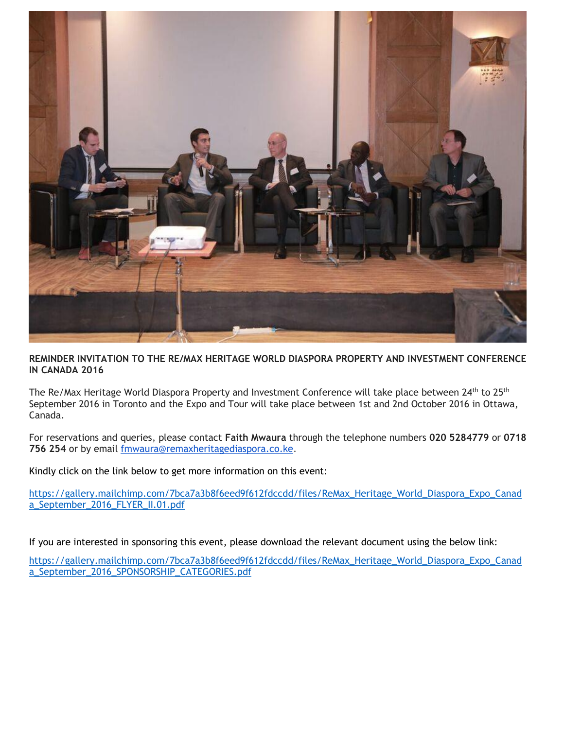**REMINDER INVITATION TO THE RE/MAX HERITAGE WORLD DIASPORA PROPERTY AND INVESTMENT CONFERENCE IN CANADA 2016**

The Re/Max Heritage World Diaspora Property and Investment Conference will take place between 24th to 25th September 2016 in Toronto and the Expo and Tour will take place between 1st and 2nd October 2016 in Ottawa, Canada.

For reservations and queries, please contact **Faith Mwaura** through the telephone numbers **020 5284779** or **0718 756 254** or by email fmwaura@remaxheritagediaspora.co.ke.

Kindly click on the link below to get more information on this event:

https://gallery.mailchimp.com/7bca7a3b8f6eed9f612fdccdd/files/ReMax_Heritage_World_Diaspora_Expo_Canada_September_2016_FLYER_II.01.pdf

If you are interested in sponsoring this event, please download the relevant document using the below link:

https://gallery.mailchimp.com/7bca7a3b8f6eed9f612fdccdd/files/ReMax_Heritage_World_Diaspora_Expo_Canada_September_2016_SPONSORSHIP_CATEGORIES.pdf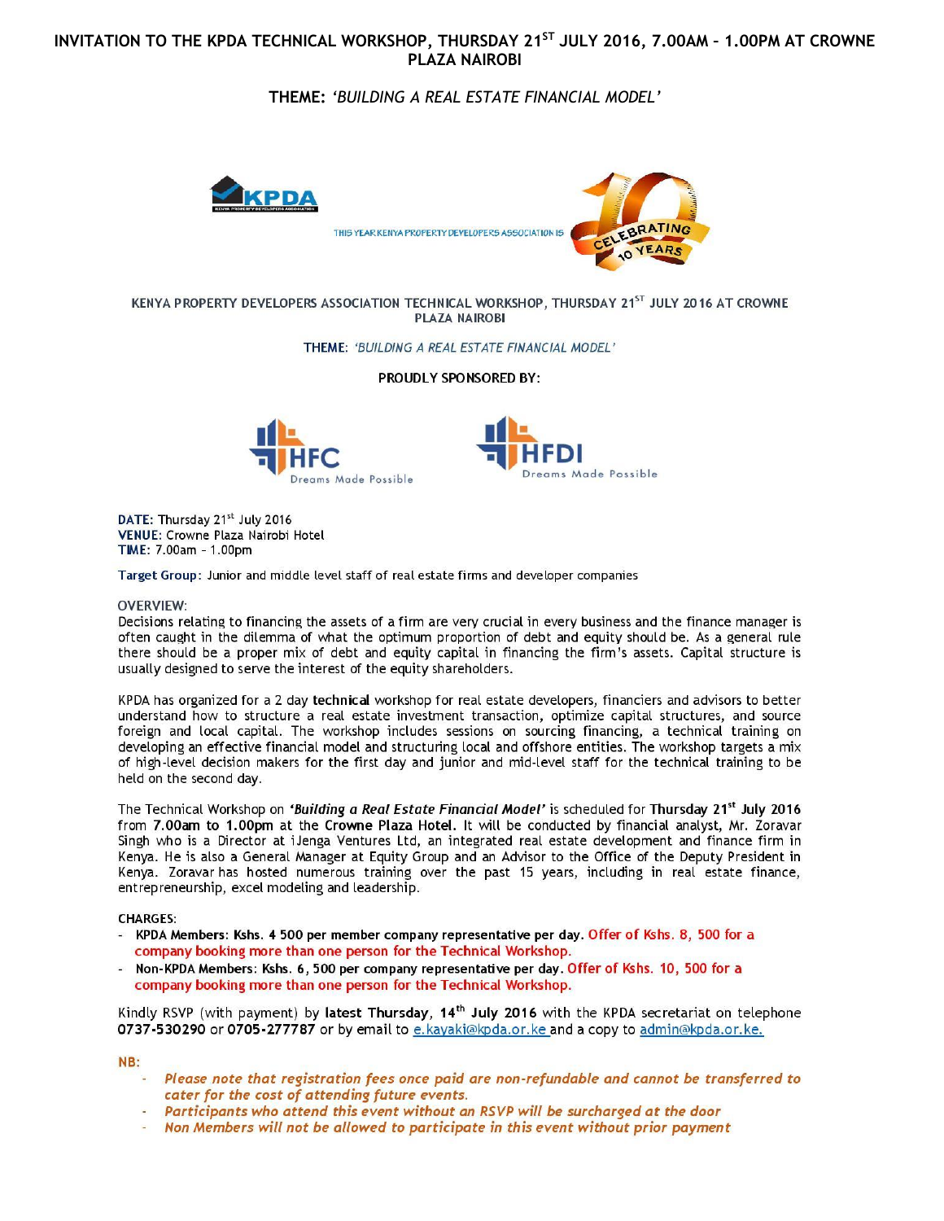# INVITATION TO THE KPDA TECHNICAL WORKSHOP, THURSDAY 21ST JULY 2016, 7.00AM – 1.00PM AT CROWNE PLAZA NAIROBI

**THEME:** *'BUILDING A REAL ESTATE FINANCIAL MODEL'*

KPDA

THIS YEAR KENYA PROPERTY DEVELOPERS ASSOCIATION IS CELEBRATING 10 YEARS

## KENYA PROPERTY DEVELOPERS ASSOCIATION TECHNICAL WORKSHOP, THURSDAY 21ST JULY 2016 AT CROWNE PLAZA NAIROBI

**THEME:** *'BUILDING A REAL ESTATE FINANCIAL MODEL'*

**PROUDLY SPONSORED BY:**

HFC Dreams Made Possible

HFDI Dreams Made Possible

**DATE:** Thursday 21st July 2016
**VENUE:** Crowne Plaza Nairobi Hotel
**TIME:** 7.00am – 1.00pm

**Target Group:** Junior and middle level staff of real estate firms and developer companies

OVERVIEW:

Decisions relating to financing the assets of a firm are very crucial in every business and the finance manager is often caught in the dilemma of what the optimum proportion of debt and equity should be. As a general rule there should be a proper mix of debt and equity capital in financing the firm's assets. Capital structure is usually designed to serve the interest of the equity shareholders.

KPDA has organized for a 2 day **technical** workshop for real estate developers, financiers and advisors to better understand how to structure a real estate investment transaction, optimize capital structures, and source foreign and local capital. The workshop includes sessions on sourcing financing, a technical training on developing an effective financial model and structuring local and offshore entities. The workshop targets a mix of high-level decision makers for the first day and junior and mid-level staff for the technical training to be held on the second day.

The Technical Workshop on ***'Building a Real Estate Financial Model'*** is scheduled for **Thursday 21st July 2016** from **7.00am to 1.00pm** at the **Crowne Plaza Hotel**. It will be conducted by financial analyst, Mr. Zoravar Singh who is a Director at iJenga Ventures Ltd, an integrated real estate development and finance firm in Kenya. He is also a General Manager at Equity Group and an Advisor to the Office of the Deputy President in Kenya. Zoravar has hosted numerous training over the past 15 years, including in real estate finance, entrepreneurship, excel modeling and leadership.

CHARGES:

- **KPDA Members: Kshs. 4 500 per member company representative per day. Offer of Kshs. 8, 500 for a company booking more than one person for the Technical Workshop.**
- **Non-KPDA Members: Kshs. 6, 500 per company representative per day. Offer of Kshs. 10, 500 for a company booking more than one person for the Technical Workshop.**

Kindly RSVP (with payment) by **latest Thursday, 14th July 2016** with the KPDA secretariat on telephone **0737-530290** or **0705-277787** or by email to e.kayaki@kpda.or.ke and a copy to admin@kpda.or.ke.

**NB:**

- ***Please note that registration fees once paid are non-refundable and cannot be transferred to cater for the cost of attending future events.***
- ***Participants who attend this event without an RSVP will be surcharged at the door***
- ***Non Members will not be allowed to participate in this event without prior payment***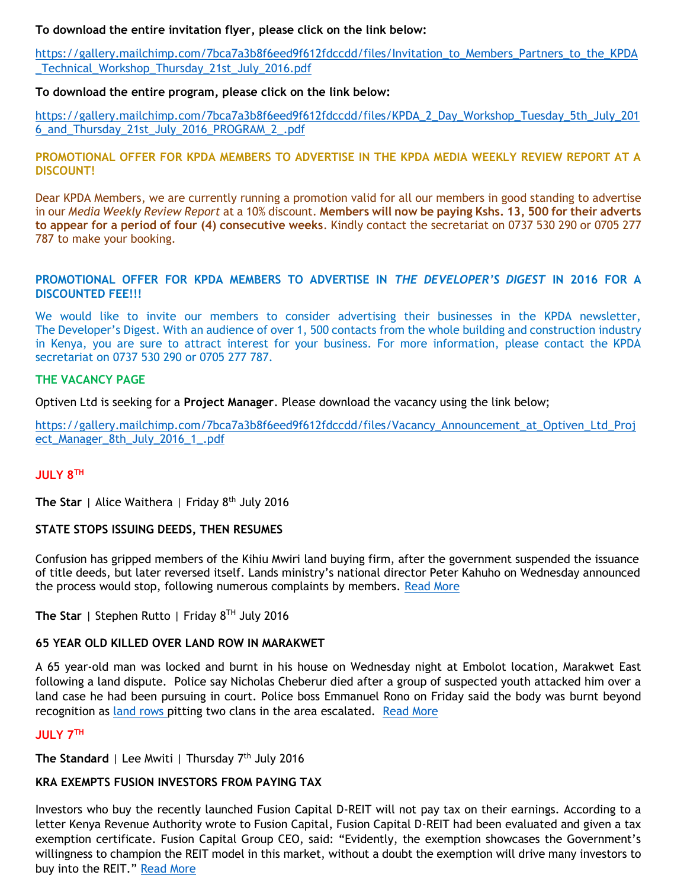**To download the entire invitation flyer, please click on the link below:**

https://gallery.mailchimp.com/7bca7a3b8f6eed9f612fdccdd/files/Invitation_to_Members_Partners_to_the_KPDA_Technical_Workshop_Thursday_21st_July_2016.pdf

**To download the entire program, please click on the link below:**

https://gallery.mailchimp.com/7bca7a3b8f6eed9f612fdccdd/files/KPDA_2_Day_Workshop_Tuesday_5th_July_2016_and_Thursday_21st_July_2016_PROGRAM_2_.pdf

**PROMOTIONAL OFFER FOR KPDA MEMBERS TO ADVERTISE IN THE KPDA MEDIA WEEKLY REVIEW REPORT AT A DISCOUNT!**

Dear KPDA Members, we are currently running a promotion valid for all our members in good standing to advertise in our *Media Weekly Review Report* at a 10% discount. **Members will now be paying Kshs. 13, 500 for their adverts to appear for a period of four (4) consecutive weeks**. Kindly contact the secretariat on 0737 530 290 or 0705 277 787 to make your booking.

**PROMOTIONAL OFFER FOR KPDA MEMBERS TO ADVERTISE IN *THE DEVELOPER'S DIGEST* IN 2016 FOR A DISCOUNTED FEE!!!**

We would like to invite our members to consider advertising their businesses in the KPDA newsletter, The Developer's Digest. With an audience of over 1, 500 contacts from the whole building and construction industry in Kenya, you are sure to attract interest for your business. For more information, please contact the KPDA secretariat on 0737 530 290 or 0705 277 787.

**THE VACANCY PAGE**

Optiven Ltd is seeking for a **Project Manager**. Please download the vacancy using the link below;

https://gallery.mailchimp.com/7bca7a3b8f6eed9f612fdccdd/files/Vacancy_Announcement_at_Optiven_Ltd_Project_Manager_8th_July_2016_1_.pdf

## JULY 8TH

**The Star** | Alice Waithera | Friday 8th July 2016

### STATE STOPS ISSUING DEEDS, THEN RESUMES

Confusion has gripped members of the Kihiu Mwiri land buying firm, after the government suspended the issuance of title deeds, but later reversed itself. Lands ministry's national director Peter Kahuho on Wednesday announced the process would stop, following numerous complaints by members. Read More

**The Star** | Stephen Rutto | Friday 8TH July 2016

### 65 YEAR OLD KILLED OVER LAND ROW IN MARAKWET

A 65 year-old man was locked and burnt in his house on Wednesday night at Embolot location, Marakwet East following a land dispute. Police say Nicholas Cheberur died after a group of suspected youth attacked him over a land case he had been pursuing in court. Police boss Emmanuel Rono on Friday said the body was burnt beyond recognition as land rows pitting two clans in the area escalated. Read More

## JULY 7TH

**The Standard** | Lee Mwiti | Thursday 7th July 2016

### KRA EXEMPTS FUSION INVESTORS FROM PAYING TAX

Investors who buy the recently launched Fusion Capital D-REIT will not pay tax on their earnings. According to a letter Kenya Revenue Authority wrote to Fusion Capital, Fusion Capital D-REIT had been evaluated and given a tax exemption certificate. Fusion Capital Group CEO, said: "Evidently, the exemption showcases the Government's willingness to champion the REIT model in this market, without a doubt the exemption will drive many investors to buy into the REIT." Read More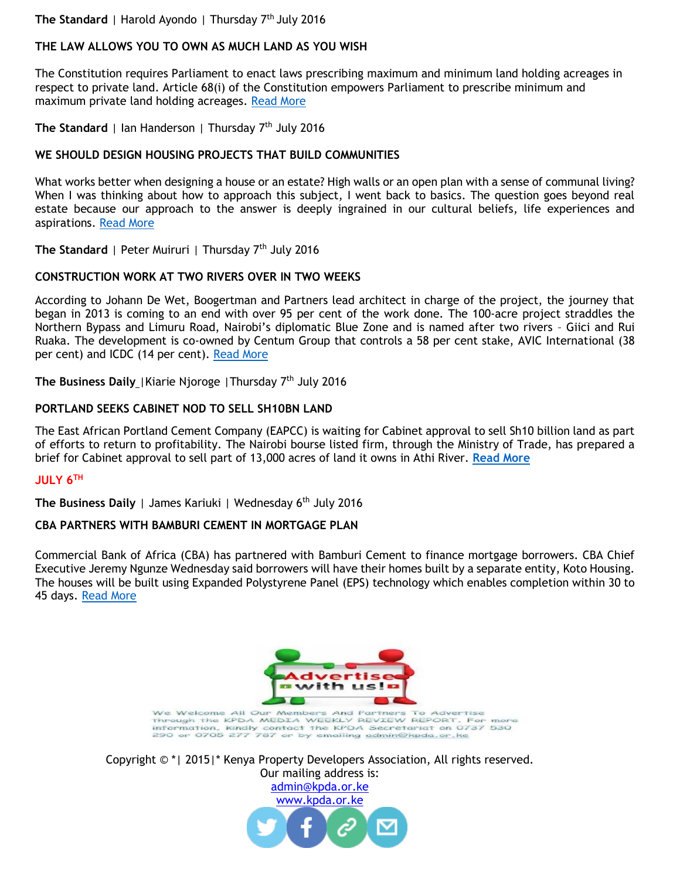**The Standard** | Harold Ayondo | Thursday 7th July 2016

**THE LAW ALLOWS YOU TO OWN AS MUCH LAND AS YOU WISH**

The Constitution requires Parliament to enact laws prescribing maximum and minimum land holding acreages in respect to private land. Article 68(i) of the Constitution empowers Parliament to prescribe minimum and maximum private land holding acreages. Read More

**The Standard** | Ian Handerson | Thursday 7th July 2016

**WE SHOULD DESIGN HOUSING PROJECTS THAT BUILD COMMUNITIES**

What works better when designing a house or an estate? High walls or an open plan with a sense of communal living? When I was thinking about how to approach this subject, I went back to basics. The question goes beyond real estate because our approach to the answer is deeply ingrained in our cultural beliefs, life experiences and aspirations. Read More

**The Standard** | Peter Muiruri | Thursday 7th July 2016

**CONSTRUCTION WORK AT TWO RIVERS OVER IN TWO WEEKS**

According to Johann De Wet, Boogertman and Partners lead architect in charge of the project, the journey that began in 2013 is coming to an end with over 95 per cent of the work done. The 100-acre project straddles the Northern Bypass and Limuru Road, Nairobi's diplomatic Blue Zone and is named after two rivers – Giici and Rui Ruaka. The development is co-owned by Centum Group that controls a 58 per cent stake, AVIC International (38 per cent) and ICDC (14 per cent). Read More

**The Business Daily** |Kiarie Njoroge |Thursday 7th July 2016

**PORTLAND SEEKS CABINET NOD TO SELL SH10BN LAND**

The East African Portland Cement Company (EAPCC) is waiting for Cabinet approval to sell Sh10 billion land as part of efforts to return to profitability. The Nairobi bourse listed firm, through the Ministry of Trade, has prepared a brief for Cabinet approval to sell part of 13,000 acres of land it owns in Athi River. **Read More**

**JULY 6TH**

**The Business Daily** | James Kariuki | Wednesday 6th July 2016

**CBA PARTNERS WITH BAMBURI CEMENT IN MORTGAGE PLAN**

Commercial Bank of Africa (CBA) has partnered with Bamburi Cement to finance mortgage borrowers. CBA Chief Executive Jeremy Ngunze Wednesday said borrowers will have their homes built by a separate entity, Koto Housing. The houses will be built using Expanded Polystyrene Panel (EPS) technology which enables completion within 30 to 45 days. Read More

Advertise with us!

We Welcome All Our Members And Partners To Advertise through the KPDA MEDIA WEEKLY REVIEW REPORT. For more information, kindly contact the KPDA Secretariat on 0737 530 290 or 0705 277 787 or by emailing admin@kpda.or.ke

Copyright © *| 2015|* Kenya Property Developers Association, All rights reserved.
Our mailing address is:
admin@kpda.or.ke
www.kpda.or.ke